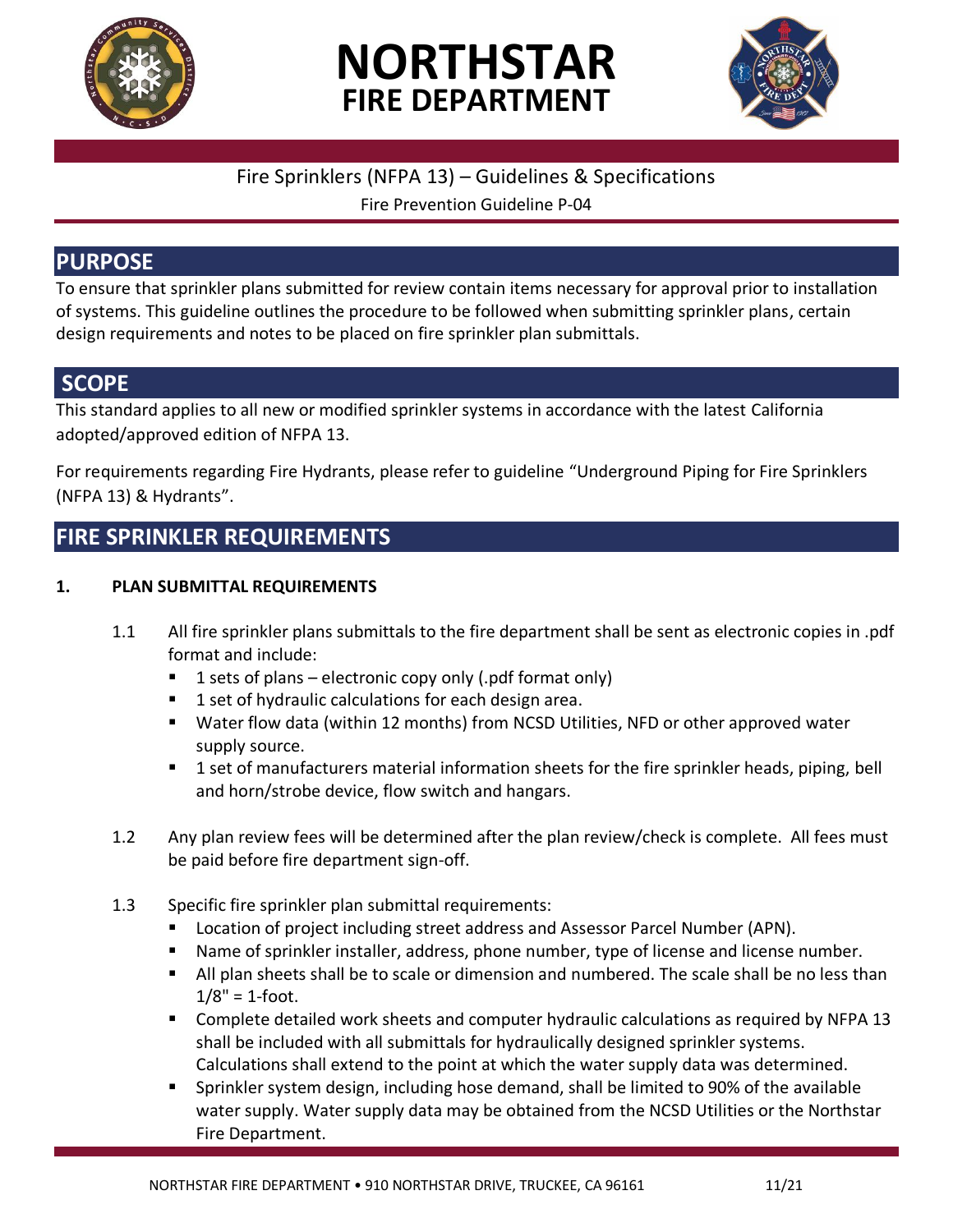# NORTHSTAR FIRE DEPARTMENT

Fire Sprinklers (NFPA 13) – Guidelines & Specifications

Fire Prevention Guideline P-04

## PURPOSE

To ensure that sprinkler plans submitted for review contain items necessary for approval prior to installation of systems. This guideline outlines the procedure to be followed when submitting sprinkler plans, certain design requirements and notes to be placed on fire sprinkler plan submittals.

## SCOPE

This standard applies to all new or modified sprinkler systems in accordance with the latest California adopted/approved edition of NFPA 13.

For requirements regarding Fire Hydrants, please refer to guideline "Underground Piping for Fire Sprinklers (NFPA 13) & Hydrants".

## FIRE SPRINKLER REQUIREMENTS

### 1. PLAN SUBMITTAL REQUIREMENTS

1.1 All fire sprinkler plans submittals to the fire department shall be sent as electronic copies in .pdf format and include:

- 1 sets of plans – electronic copy only (.pdf format only)
- 1 set of hydraulic calculations for each design area.
- Water flow data (within 12 months) from NCSD Utilities, NFD or other approved water supply source.
- 1 set of manufacturers material information sheets for the fire sprinkler heads, piping, bell and horn/strobe device, flow switch and hangars.

1.2 Any plan review fees will be determined after the plan review/check is complete. All fees must be paid before fire department sign-off.

1.3 Specific fire sprinkler plan submittal requirements:

- Location of project including street address and Assessor Parcel Number (APN).
- Name of sprinkler installer, address, phone number, type of license and license number.
- All plan sheets shall be to scale or dimension and numbered. The scale shall be no less than 1/8" = 1-foot.
- Complete detailed work sheets and computer hydraulic calculations as required by NFPA 13 shall be included with all submittals for hydraulically designed sprinkler systems. Calculations shall extend to the point at which the water supply data was determined.
- Sprinkler system design, including hose demand, shall be limited to 90% of the available water supply. Water supply data may be obtained from the NCSD Utilities or the Northstar Fire Department.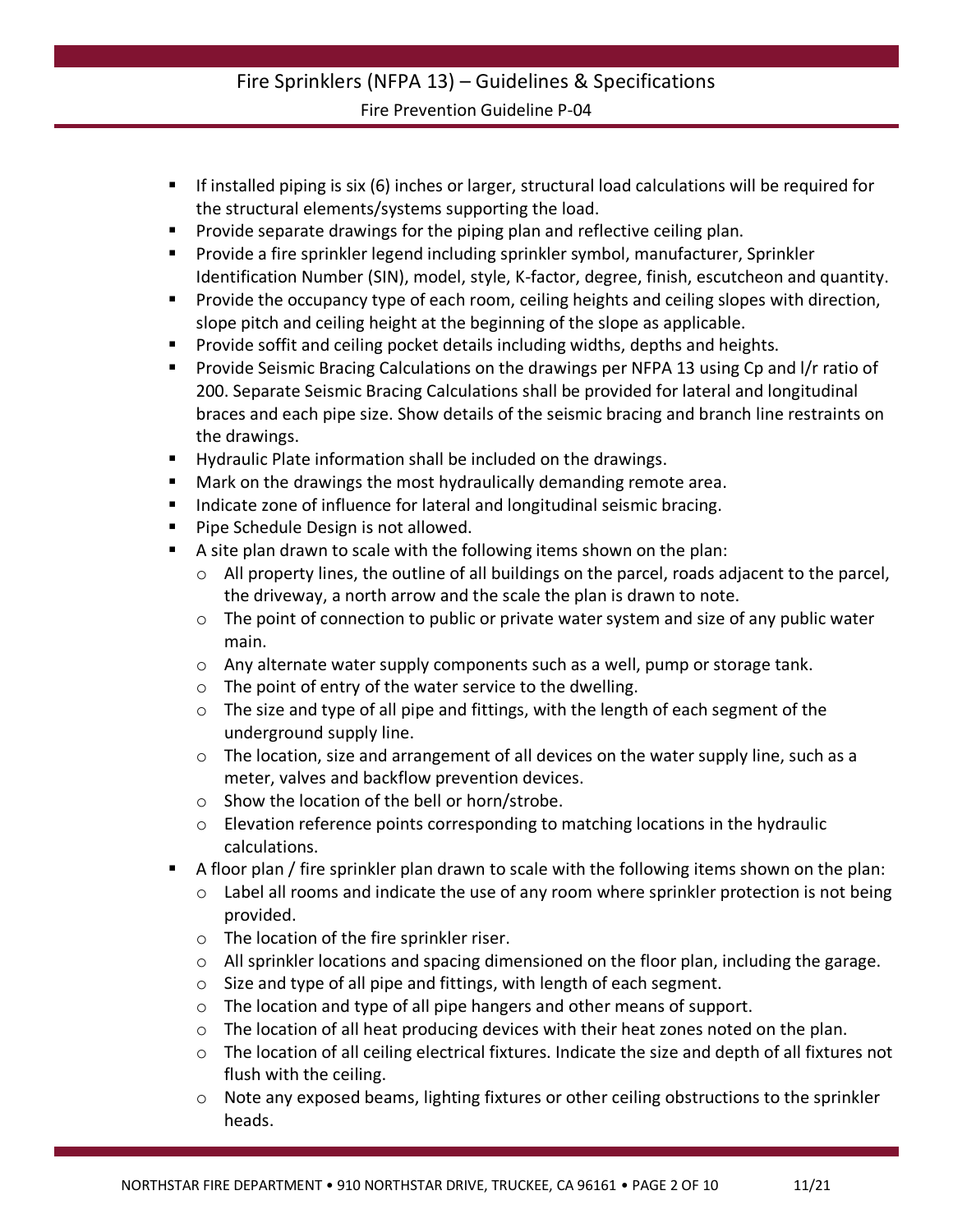- If installed piping is six (6) inches or larger, structural load calculations will be required for the structural elements/systems supporting the load.
- Provide separate drawings for the piping plan and reflective ceiling plan.
- Provide a fire sprinkler legend including sprinkler symbol, manufacturer, Sprinkler Identification Number (SIN), model, style, K-factor, degree, finish, escutcheon and quantity.
- Provide the occupancy type of each room, ceiling heights and ceiling slopes with direction, slope pitch and ceiling height at the beginning of the slope as applicable.
- Provide soffit and ceiling pocket details including widths, depths and heights.
- Provide Seismic Bracing Calculations on the drawings per NFPA 13 using Cp and l/r ratio of 200. Separate Seismic Bracing Calculations shall be provided for lateral and longitudinal braces and each pipe size. Show details of the seismic bracing and branch line restraints on the drawings.
- Hydraulic Plate information shall be included on the drawings.
- Mark on the drawings the most hydraulically demanding remote area.
- Indicate zone of influence for lateral and longitudinal seismic bracing.
- Pipe Schedule Design is not allowed.
- A site plan drawn to scale with the following items shown on the plan:
  - All property lines, the outline of all buildings on the parcel, roads adjacent to the parcel, the driveway, a north arrow and the scale the plan is drawn to note.
  - The point of connection to public or private water system and size of any public water main.
  - Any alternate water supply components such as a well, pump or storage tank.
  - The point of entry of the water service to the dwelling.
  - The size and type of all pipe and fittings, with the length of each segment of the underground supply line.
  - The location, size and arrangement of all devices on the water supply line, such as a meter, valves and backflow prevention devices.
  - Show the location of the bell or horn/strobe.
  - Elevation reference points corresponding to matching locations in the hydraulic calculations.
- A floor plan / fire sprinkler plan drawn to scale with the following items shown on the plan:
  - Label all rooms and indicate the use of any room where sprinkler protection is not being provided.
  - The location of the fire sprinkler riser.
  - All sprinkler locations and spacing dimensioned on the floor plan, including the garage.
  - Size and type of all pipe and fittings, with length of each segment.
  - The location and type of all pipe hangers and other means of support.
  - The location of all heat producing devices with their heat zones noted on the plan.
  - The location of all ceiling electrical fixtures. Indicate the size and depth of all fixtures not flush with the ceiling.
  - Note any exposed beams, lighting fixtures or other ceiling obstructions to the sprinkler heads.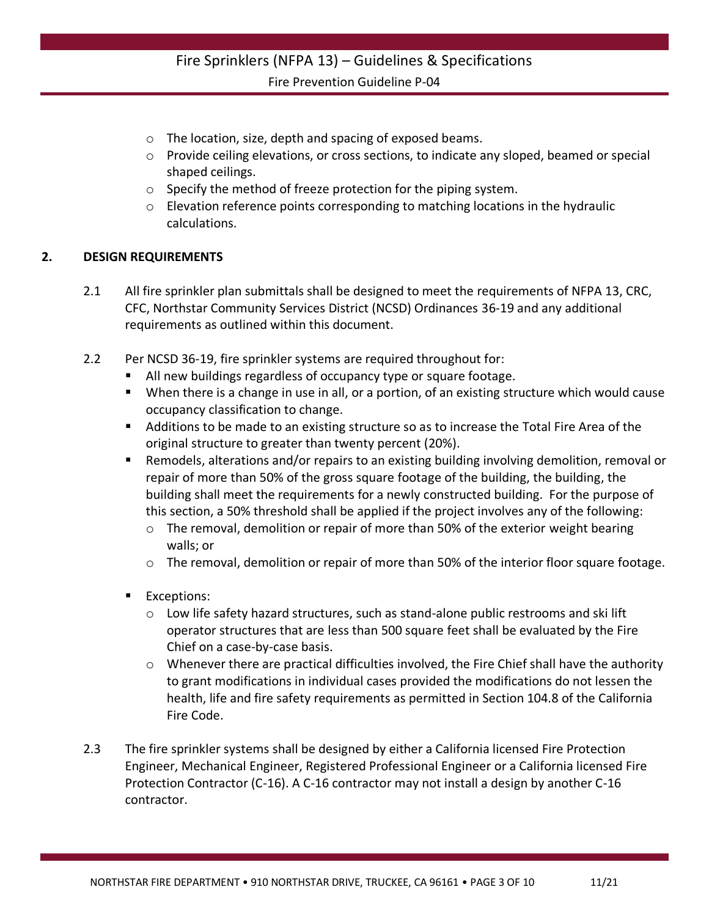- The location, size, depth and spacing of exposed beams.
- Provide ceiling elevations, or cross sections, to indicate any sloped, beamed or special shaped ceilings.
- Specify the method of freeze protection for the piping system.
- Elevation reference points corresponding to matching locations in the hydraulic calculations.

## 2. DESIGN REQUIREMENTS

2.1 All fire sprinkler plan submittals shall be designed to meet the requirements of NFPA 13, CRC, CFC, Northstar Community Services District (NCSD) Ordinances 36-19 and any additional requirements as outlined within this document.

2.2 Per NCSD 36-19, fire sprinkler systems are required throughout for:

- All new buildings regardless of occupancy type or square footage.
- When there is a change in use in all, or a portion, of an existing structure which would cause occupancy classification to change.
- Additions to be made to an existing structure so as to increase the Total Fire Area of the original structure to greater than twenty percent (20%).
- Remodels, alterations and/or repairs to an existing building involving demolition, removal or repair of more than 50% of the gross square footage of the building, the building, the building shall meet the requirements for a newly constructed building. For the purpose of this section, a 50% threshold shall be applied if the project involves any of the following:
  - The removal, demolition or repair of more than 50% of the exterior weight bearing walls; or
  - The removal, demolition or repair of more than 50% of the interior floor square footage.
- Exceptions:
  - Low life safety hazard structures, such as stand-alone public restrooms and ski lift operator structures that are less than 500 square feet shall be evaluated by the Fire Chief on a case-by-case basis.
  - Whenever there are practical difficulties involved, the Fire Chief shall have the authority to grant modifications in individual cases provided the modifications do not lessen the health, life and fire safety requirements as permitted in Section 104.8 of the California Fire Code.

2.3 The fire sprinkler systems shall be designed by either a California licensed Fire Protection Engineer, Mechanical Engineer, Registered Professional Engineer or a California licensed Fire Protection Contractor (C-16). A C-16 contractor may not install a design by another C-16 contractor.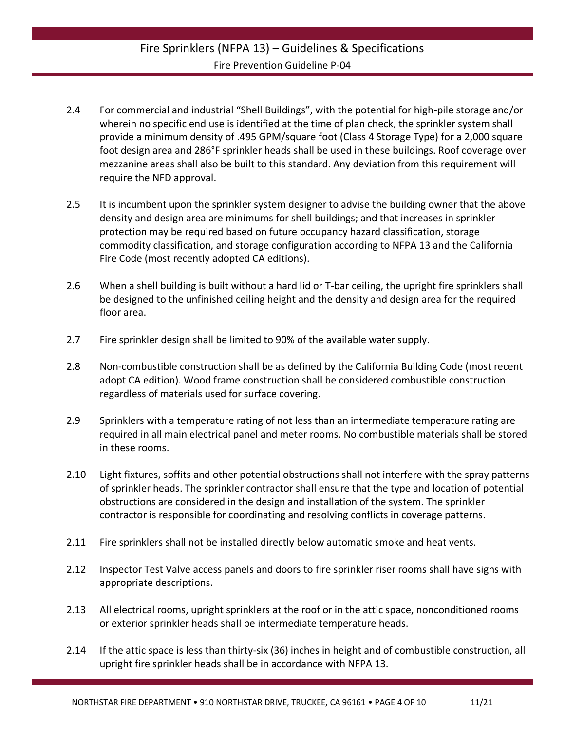2.4 For commercial and industrial "Shell Buildings", with the potential for high-pile storage and/or wherein no specific end use is identified at the time of plan check, the sprinkler system shall provide a minimum density of .495 GPM/square foot (Class 4 Storage Type) for a 2,000 square foot design area and 286°F sprinkler heads shall be used in these buildings. Roof coverage over mezzanine areas shall also be built to this standard. Any deviation from this requirement will require the NFD approval.

2.5 It is incumbent upon the sprinkler system designer to advise the building owner that the above density and design area are minimums for shell buildings; and that increases in sprinkler protection may be required based on future occupancy hazard classification, storage commodity classification, and storage configuration according to NFPA 13 and the California Fire Code (most recently adopted CA editions).

2.6 When a shell building is built without a hard lid or T-bar ceiling, the upright fire sprinklers shall be designed to the unfinished ceiling height and the density and design area for the required floor area.

2.7 Fire sprinkler design shall be limited to 90% of the available water supply.

2.8 Non-combustible construction shall be as defined by the California Building Code (most recent adopt CA edition). Wood frame construction shall be considered combustible construction regardless of materials used for surface covering.

2.9 Sprinklers with a temperature rating of not less than an intermediate temperature rating are required in all main electrical panel and meter rooms. No combustible materials shall be stored in these rooms.

2.10 Light fixtures, soffits and other potential obstructions shall not interfere with the spray patterns of sprinkler heads. The sprinkler contractor shall ensure that the type and location of potential obstructions are considered in the design and installation of the system. The sprinkler contractor is responsible for coordinating and resolving conflicts in coverage patterns.

2.11 Fire sprinklers shall not be installed directly below automatic smoke and heat vents.

2.12 Inspector Test Valve access panels and doors to fire sprinkler riser rooms shall have signs with appropriate descriptions.

2.13 All electrical rooms, upright sprinklers at the roof or in the attic space, nonconditioned rooms or exterior sprinkler heads shall be intermediate temperature heads.

2.14 If the attic space is less than thirty-six (36) inches in height and of combustible construction, all upright fire sprinkler heads shall be in accordance with NFPA 13.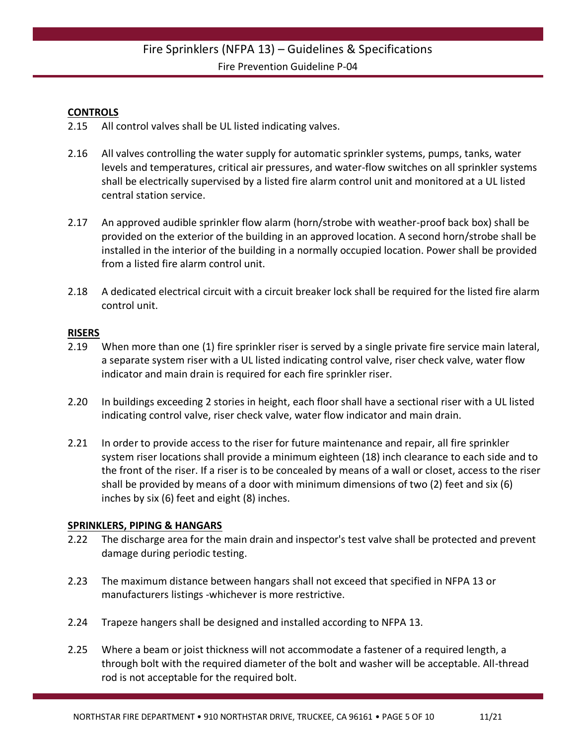**CONTROLS**

2.15 All control valves shall be UL listed indicating valves.

2.16 All valves controlling the water supply for automatic sprinkler systems, pumps, tanks, water levels and temperatures, critical air pressures, and water-flow switches on all sprinkler systems shall be electrically supervised by a listed fire alarm control unit and monitored at a UL listed central station service.

2.17 An approved audible sprinkler flow alarm (horn/strobe with weather-proof back box) shall be provided on the exterior of the building in an approved location. A second horn/strobe shall be installed in the interior of the building in a normally occupied location. Power shall be provided from a listed fire alarm control unit.

2.18 A dedicated electrical circuit with a circuit breaker lock shall be required for the listed fire alarm control unit.

**RISERS**

2.19 When more than one (1) fire sprinkler riser is served by a single private fire service main lateral, a separate system riser with a UL listed indicating control valve, riser check valve, water flow indicator and main drain is required for each fire sprinkler riser.

2.20 In buildings exceeding 2 stories in height, each floor shall have a sectional riser with a UL listed indicating control valve, riser check valve, water flow indicator and main drain.

2.21 In order to provide access to the riser for future maintenance and repair, all fire sprinkler system riser locations shall provide a minimum eighteen (18) inch clearance to each side and to the front of the riser. If a riser is to be concealed by means of a wall or closet, access to the riser shall be provided by means of a door with minimum dimensions of two (2) feet and six (6) inches by six (6) feet and eight (8) inches.

**SPRINKLERS, PIPING & HANGARS**

2.22 The discharge area for the main drain and inspector's test valve shall be protected and prevent damage during periodic testing.

2.23 The maximum distance between hangars shall not exceed that specified in NFPA 13 or manufacturers listings -whichever is more restrictive.

2.24 Trapeze hangers shall be designed and installed according to NFPA 13.

2.25 Where a beam or joist thickness will not accommodate a fastener of a required length, a through bolt with the required diameter of the bolt and washer will be acceptable. All-thread rod is not acceptable for the required bolt.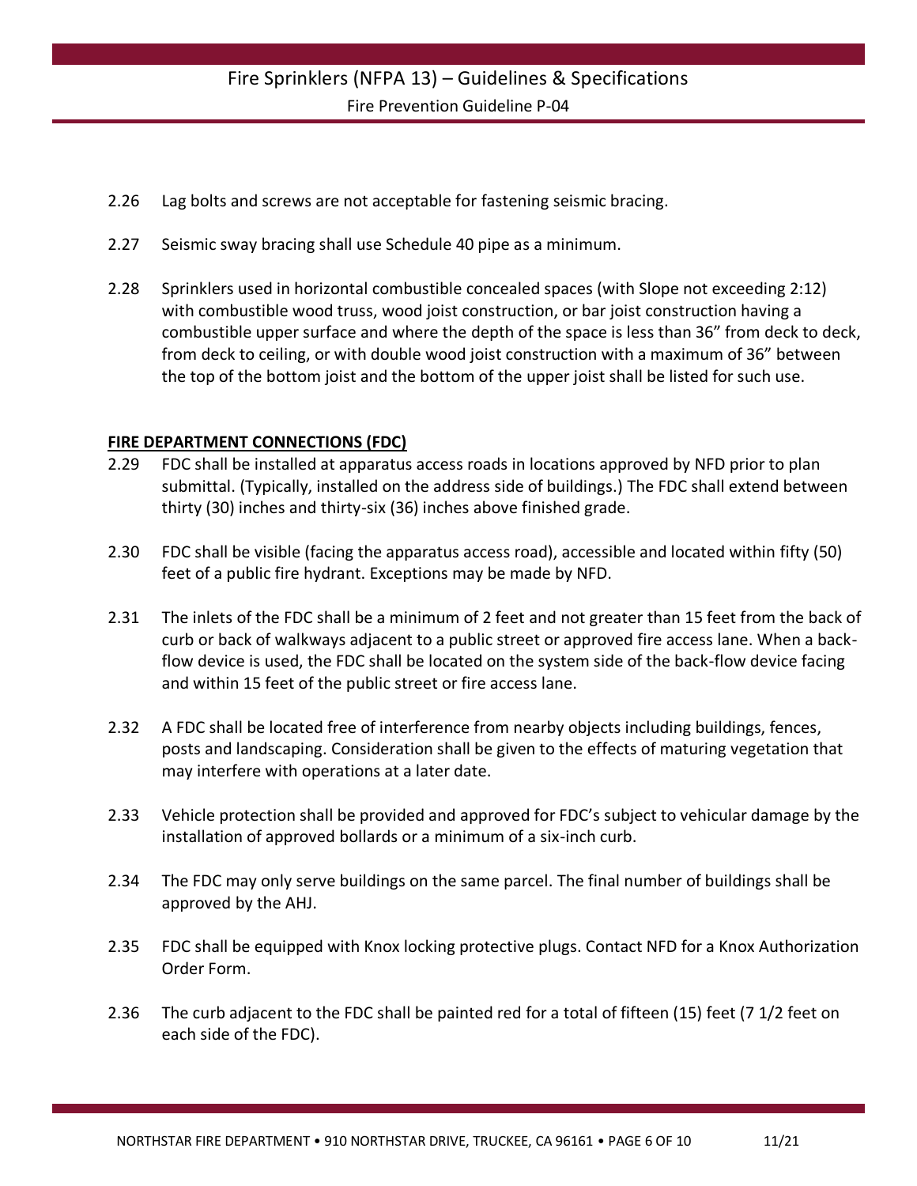2.26 Lag bolts and screws are not acceptable for fastening seismic bracing.

2.27 Seismic sway bracing shall use Schedule 40 pipe as a minimum.

2.28 Sprinklers used in horizontal combustible concealed spaces (with Slope not exceeding 2:12) with combustible wood truss, wood joist construction, or bar joist construction having a combustible upper surface and where the depth of the space is less than 36" from deck to deck, from deck to ceiling, or with double wood joist construction with a maximum of 36" between the top of the bottom joist and the bottom of the upper joist shall be listed for such use.

**FIRE DEPARTMENT CONNECTIONS (FDC)**

2.29 FDC shall be installed at apparatus access roads in locations approved by NFD prior to plan submittal. (Typically, installed on the address side of buildings.) The FDC shall extend between thirty (30) inches and thirty-six (36) inches above finished grade.

2.30 FDC shall be visible (facing the apparatus access road), accessible and located within fifty (50) feet of a public fire hydrant. Exceptions may be made by NFD.

2.31 The inlets of the FDC shall be a minimum of 2 feet and not greater than 15 feet from the back of curb or back of walkways adjacent to a public street or approved fire access lane. When a back-flow device is used, the FDC shall be located on the system side of the back-flow device facing and within 15 feet of the public street or fire access lane.

2.32 A FDC shall be located free of interference from nearby objects including buildings, fences, posts and landscaping. Consideration shall be given to the effects of maturing vegetation that may interfere with operations at a later date.

2.33 Vehicle protection shall be provided and approved for FDC's subject to vehicular damage by the installation of approved bollards or a minimum of a six-inch curb.

2.34 The FDC may only serve buildings on the same parcel. The final number of buildings shall be approved by the AHJ.

2.35 FDC shall be equipped with Knox locking protective plugs. Contact NFD for a Knox Authorization Order Form.

2.36 The curb adjacent to the FDC shall be painted red for a total of fifteen (15) feet (7 1/2 feet on each side of the FDC).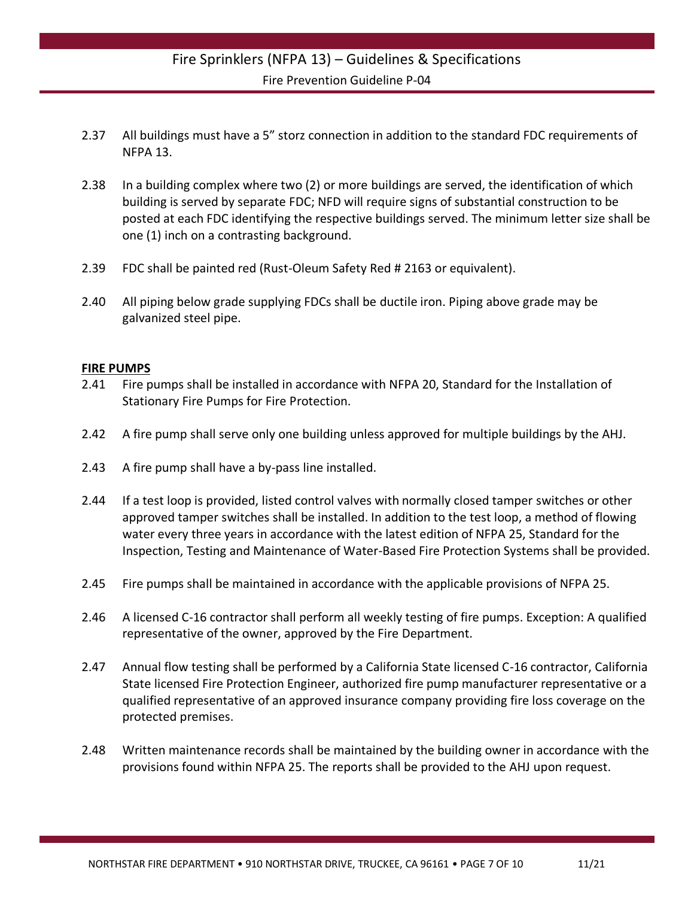2.37 All buildings must have a 5" storz connection in addition to the standard FDC requirements of NFPA 13.

2.38 In a building complex where two (2) or more buildings are served, the identification of which building is served by separate FDC; NFD will require signs of substantial construction to be posted at each FDC identifying the respective buildings served. The minimum letter size shall be one (1) inch on a contrasting background.

2.39 FDC shall be painted red (Rust-Oleum Safety Red # 2163 or equivalent).

2.40 All piping below grade supplying FDCs shall be ductile iron. Piping above grade may be galvanized steel pipe.

**FIRE PUMPS**

2.41 Fire pumps shall be installed in accordance with NFPA 20, Standard for the Installation of Stationary Fire Pumps for Fire Protection.

2.42 A fire pump shall serve only one building unless approved for multiple buildings by the AHJ.

2.43 A fire pump shall have a by-pass line installed.

2.44 If a test loop is provided, listed control valves with normally closed tamper switches or other approved tamper switches shall be installed. In addition to the test loop, a method of flowing water every three years in accordance with the latest edition of NFPA 25, Standard for the Inspection, Testing and Maintenance of Water-Based Fire Protection Systems shall be provided.

2.45 Fire pumps shall be maintained in accordance with the applicable provisions of NFPA 25.

2.46 A licensed C-16 contractor shall perform all weekly testing of fire pumps. Exception: A qualified representative of the owner, approved by the Fire Department.

2.47 Annual flow testing shall be performed by a California State licensed C-16 contractor, California State licensed Fire Protection Engineer, authorized fire pump manufacturer representative or a qualified representative of an approved insurance company providing fire loss coverage on the protected premises.

2.48 Written maintenance records shall be maintained by the building owner in accordance with the provisions found within NFPA 25. The reports shall be provided to the AHJ upon request.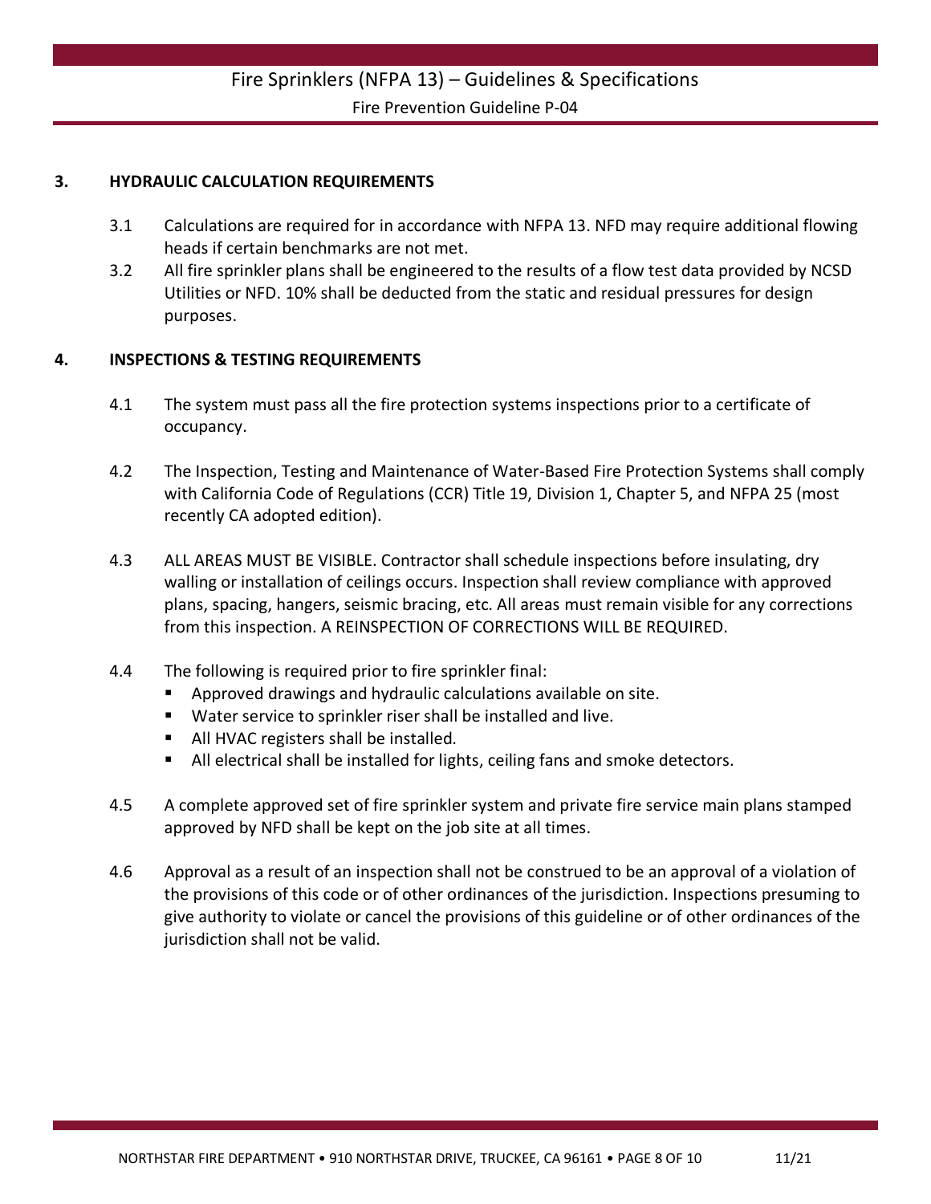## 3. HYDRAULIC CALCULATION REQUIREMENTS

3.1 Calculations are required for in accordance with NFPA 13. NFD may require additional flowing heads if certain benchmarks are not met.

3.2 All fire sprinkler plans shall be engineered to the results of a flow test data provided by NCSD Utilities or NFD. 10% shall be deducted from the static and residual pressures for design purposes.

## 4. INSPECTIONS & TESTING REQUIREMENTS

4.1 The system must pass all the fire protection systems inspections prior to a certificate of occupancy.

4.2 The Inspection, Testing and Maintenance of Water-Based Fire Protection Systems shall comply with California Code of Regulations (CCR) Title 19, Division 1, Chapter 5, and NFPA 25 (most recently CA adopted edition).

4.3 ALL AREAS MUST BE VISIBLE. Contractor shall schedule inspections before insulating, dry walling or installation of ceilings occurs. Inspection shall review compliance with approved plans, spacing, hangers, seismic bracing, etc. All areas must remain visible for any corrections from this inspection. A REINSPECTION OF CORRECTIONS WILL BE REQUIRED.

4.4 The following is required prior to fire sprinkler final:

- Approved drawings and hydraulic calculations available on site.
- Water service to sprinkler riser shall be installed and live.
- All HVAC registers shall be installed.
- All electrical shall be installed for lights, ceiling fans and smoke detectors.

4.5 A complete approved set of fire sprinkler system and private fire service main plans stamped approved by NFD shall be kept on the job site at all times.

4.6 Approval as a result of an inspection shall not be construed to be an approval of a violation of the provisions of this code or of other ordinances of the jurisdiction. Inspections presuming to give authority to violate or cancel the provisions of this guideline or of other ordinances of the jurisdiction shall not be valid.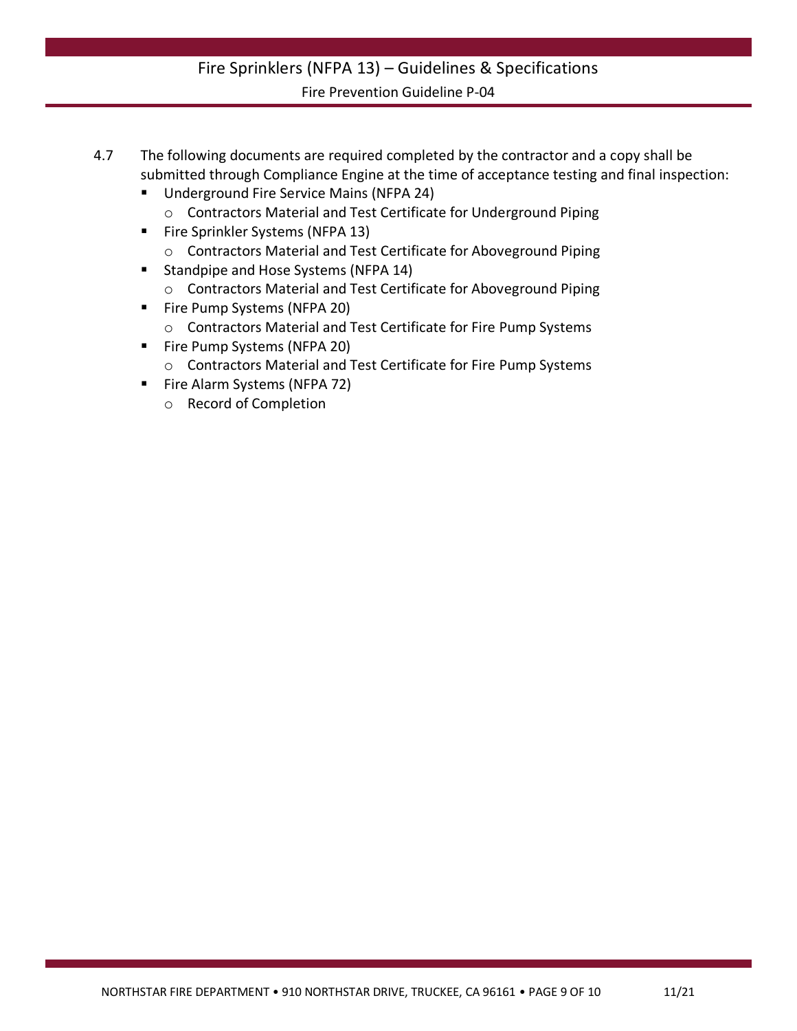4.7 The following documents are required completed by the contractor and a copy shall be submitted through Compliance Engine at the time of acceptance testing and final inspection:

- Underground Fire Service Mains (NFPA 24)
  - Contractors Material and Test Certificate for Underground Piping
- Fire Sprinkler Systems (NFPA 13)
  - Contractors Material and Test Certificate for Aboveground Piping
- Standpipe and Hose Systems (NFPA 14)
  - Contractors Material and Test Certificate for Aboveground Piping
- Fire Pump Systems (NFPA 20)
  - Contractors Material and Test Certificate for Fire Pump Systems
- Fire Pump Systems (NFPA 20)
  - Contractors Material and Test Certificate for Fire Pump Systems
- Fire Alarm Systems (NFPA 72)
  - Record of Completion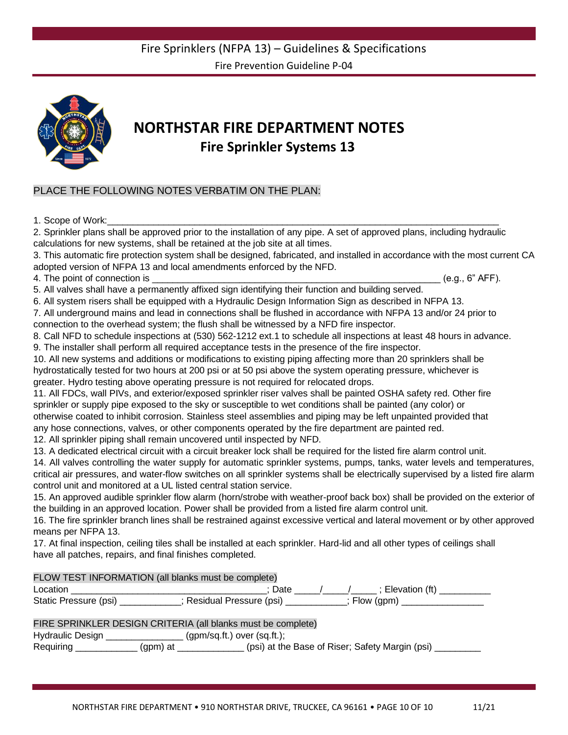# NORTHSTAR FIRE DEPARTMENT NOTES

## Fire Sprinkler Systems 13

PLACE THE FOLLOWING NOTES VERBATIM ON THE PLAN:

1. Scope of Work:\_\_\_\_\_\_\_\_\_\_\_\_\_\_\_\_\_\_\_\_\_\_\_\_\_\_\_\_\_\_\_\_\_\_\_\_\_\_\_\_\_\_\_\_\_\_\_\_\_\_\_\_\_\_\_\_\_\_\_\_\_\_\_\_
2. Sprinkler plans shall be approved prior to the installation of any pipe. A set of approved plans, including hydraulic calculations for new systems, shall be retained at the job site at all times.
3. This automatic fire protection system shall be designed, fabricated, and installed in accordance with the most current CA adopted version of NFPA 13 and local amendments enforced by the NFD.
4. The point of connection is \_\_\_\_\_\_\_\_\_\_\_\_\_\_\_\_\_\_\_\_\_\_\_\_\_\_\_\_\_\_\_\_\_\_\_\_\_\_\_\_\_\_\_\_\_\_\_\_\_\_\_\_ (e.g., 6" AFF).
5. All valves shall have a permanently affixed sign identifying their function and building served.
6. All system risers shall be equipped with a Hydraulic Design Information Sign as described in NFPA 13.
7. All underground mains and lead in connections shall be flushed in accordance with NFPA 13 and/or 24 prior to connection to the overhead system; the flush shall be witnessed by a NFD fire inspector.
8. Call NFD to schedule inspections at (530) 562-1212 ext.1 to schedule all inspections at least 48 hours in advance.
9. The installer shall perform all required acceptance tests in the presence of the fire inspector.
10. All new systems and additions or modifications to existing piping affecting more than 20 sprinklers shall be hydrostatically tested for two hours at 200 psi or at 50 psi above the system operating pressure, whichever is greater. Hydro testing above operating pressure is not required for relocated drops.
11. All FDCs, wall PIVs, and exterior/exposed sprinkler riser valves shall be painted OSHA safety red. Other fire sprinkler or supply pipe exposed to the sky or susceptible to wet conditions shall be painted (any color) or otherwise coated to inhibit corrosion. Stainless steel assemblies and piping may be left unpainted provided that any hose connections, valves, or other components operated by the fire department are painted red.
12. All sprinkler piping shall remain uncovered until inspected by NFD.
13. A dedicated electrical circuit with a circuit breaker lock shall be required for the listed fire alarm control unit.
14. All valves controlling the water supply for automatic sprinkler systems, pumps, tanks, water levels and temperatures, critical air pressures, and water-flow switches on all sprinkler systems shall be electrically supervised by a listed fire alarm control unit and monitored at a UL listed central station service.
15. An approved audible sprinkler flow alarm (horn/strobe with weather-proof back box) shall be provided on the exterior of the building in an approved location. Power shall be provided from a listed fire alarm control unit.
16. The fire sprinkler branch lines shall be restrained against excessive vertical and lateral movement or by other approved means per NFPA 13.
17. At final inspection, ceiling tiles shall be installed at each sprinkler. Hard-lid and all other types of ceilings shall have all patches, repairs, and final finishes completed.

FLOW TEST INFORMATION (all blanks must be complete)

Location \_\_\_\_\_\_\_\_\_\_\_\_\_\_\_\_\_\_\_\_\_\_\_\_\_\_\_\_\_\_\_\_\_\_\_\_; Date \_\_\_\_\_/\_\_\_\_\_/\_\_\_\_\_ ; Elevation (ft) \_\_\_\_\_\_\_\_\_\_

Static Pressure (psi) \_\_\_\_\_\_\_\_\_\_\_\_; Residual Pressure (psi) \_\_\_\_\_\_\_\_\_\_\_\_; Flow (gpm) \_\_\_\_\_\_\_\_\_\_\_\_\_\_\_\_

FIRE SPRINKLER DESIGN CRITERIA (all blanks must be complete)

Hydraulic Design \_\_\_\_\_\_\_\_\_\_\_\_\_\_\_ (gpm/sq.ft.) over (sq.ft.);

Requiring \_\_\_\_\_\_\_\_\_\_\_\_ (gpm) at \_\_\_\_\_\_\_\_\_\_\_\_\_ (psi) at the Base of Riser; Safety Margin (psi) \_\_\_\_\_\_\_\_\_